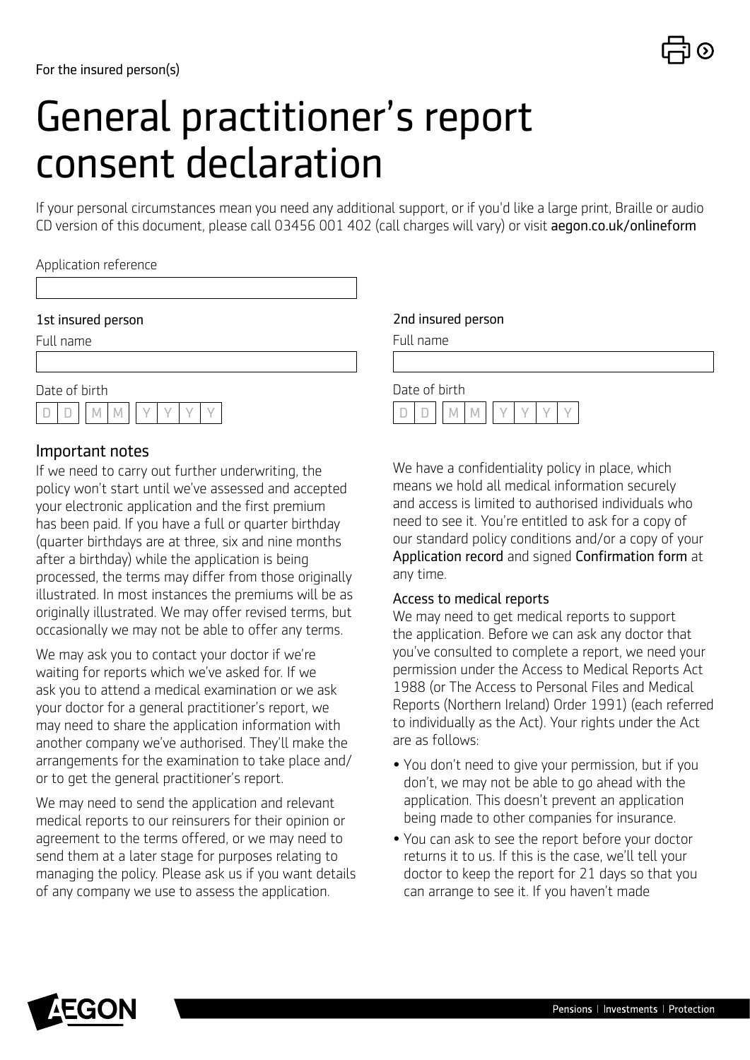For the insured person(s)

# General practitioner's report consent declaration

If your personal circumstances mean you need any additional support, or if you'd like a large print, Braille or audio CD version of this document, please call 03456 001 402 (call charges will vary) or visit **aegon.co.uk/onlineform**

Application reference

| |
|---|
| |

**1st insured person**

Full name

| |
|---|
| |

Date of birth

| D | D | M | M | Y | Y | Y | Y |
|---|---|---|---|---|---|---|---|
| | | | | | | | |

**2nd insured person**

Full name

| |
|---|
| |

Date of birth

| D | D | M | M | Y | Y | Y | Y |
|---|---|---|---|---|---|---|---|
| | | | | | | | |

## Important notes

If we need to carry out further underwriting, the policy won't start until we've assessed and accepted your electronic application and the first premium has been paid. If you have a full or quarter birthday (quarter birthdays are at three, six and nine months after a birthday) while the application is being processed, the terms may differ from those originally illustrated. In most instances the premiums will be as originally illustrated. We may offer revised terms, but occasionally we may not be able to offer any terms.

We may ask you to contact your doctor if we're waiting for reports which we've asked for. If we ask you to attend a medical examination or we ask your doctor for a general practitioner's report, we may need to share the application information with another company we've authorised. They'll make the arrangements for the examination to take place and/or to get the general practitioner's report.

We may need to send the application and relevant medical reports to our reinsurers for their opinion or agreement to the terms offered, or we may need to send them at a later stage for purposes relating to managing the policy. Please ask us if you want details of any company we use to assess the application.

We have a confidentiality policy in place, which means we hold all medical information securely and access is limited to authorised individuals who need to see it. You're entitled to ask for a copy of our standard policy conditions and/or a copy of your Application record and signed Confirmation form at any time.

### Access to medical reports

We may need to get medical reports to support the application. Before we can ask any doctor that you've consulted to complete a report, we need your permission under the Access to Medical Reports Act 1988 (or The Access to Personal Files and Medical Reports (Northern Ireland) Order 1991) (each referred to individually as the Act). Your rights under the Act are as follows:

- You don't need to give your permission, but if you don't, we may not be able to go ahead with the application. This doesn't prevent an application being made to other companies for insurance.
- You can ask to see the report before your doctor returns it to us. If this is the case, we'll tell your doctor to keep the report for 21 days so that you can arrange to see it. If you haven't made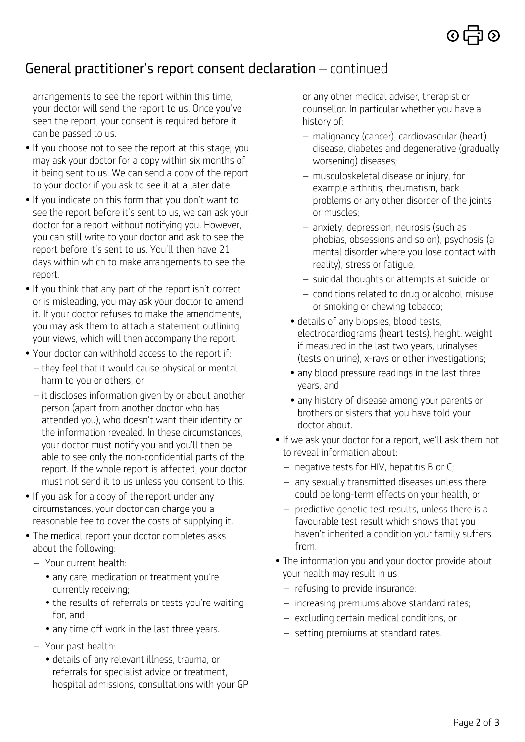## General practitioner's report consent declaration – continued

arrangements to see the report within this time, your doctor will send the report to us. Once you've seen the report, your consent is required before it can be passed to us.

- If you choose not to see the report at this stage, you may ask your doctor for a copy within six months of it being sent to us. We can send a copy of the report to your doctor if you ask to see it at a later date.
- If you indicate on this form that you don't want to see the report before it's sent to us, we can ask your doctor for a report without notifying you. However, you can still write to your doctor and ask to see the report before it's sent to us. You'll then have 21 days within which to make arrangements to see the report.
- If you think that any part of the report isn't correct or is misleading, you may ask your doctor to amend it. If your doctor refuses to make the amendments, you may ask them to attach a statement outlining your views, which will then accompany the report.
- Your doctor can withhold access to the report if:
  - they feel that it would cause physical or mental harm to you or others, or
  - it discloses information given by or about another person (apart from another doctor who has attended you), who doesn't want their identity or the information revealed. In these circumstances, your doctor must notify you and you'll then be able to see only the non-confidential parts of the report. If the whole report is affected, your doctor must not send it to us unless you consent to this.
- If you ask for a copy of the report under any circumstances, your doctor can charge you a reasonable fee to cover the costs of supplying it.
- The medical report your doctor completes asks about the following:
  - Your current health:
    - any care, medication or treatment you're currently receiving;
    - the results of referrals or tests you're waiting for, and
    - any time off work in the last three years.
  - Your past health:
    - details of any relevant illness, trauma, or referrals for specialist advice or treatment, hospital admissions, consultations with your GP or any other medical adviser, therapist or counsellor. In particular whether you have a history of:
      - malignancy (cancer), cardiovascular (heart) disease, diabetes and degenerative (gradually worsening) diseases;
      - musculoskeletal disease or injury, for example arthritis, rheumatism, back problems or any other disorder of the joints or muscles;
      - anxiety, depression, neurosis (such as phobias, obsessions and so on), psychosis (a mental disorder where you lose contact with reality), stress or fatigue;
      - suicidal thoughts or attempts at suicide, or
      - conditions related to drug or alcohol misuse or smoking or chewing tobacco;
    - details of any biopsies, blood tests, electrocardiograms (heart tests), height, weight if measured in the last two years, urinalyses (tests on urine), x-rays or other investigations;
    - any blood pressure readings in the last three years, and
    - any history of disease among your parents or brothers or sisters that you have told your doctor about.
- If we ask your doctor for a report, we'll ask them not to reveal information about:
  - negative tests for HIV, hepatitis B or C;
  - any sexually transmitted diseases unless there could be long-term effects on your health, or
  - predictive genetic test results, unless there is a favourable test result which shows that you haven't inherited a condition your family suffers from.
- The information you and your doctor provide about your health may result in us:
  - refusing to provide insurance;
  - increasing premiums above standard rates;
  - excluding certain medical conditions, or
  - setting premiums at standard rates.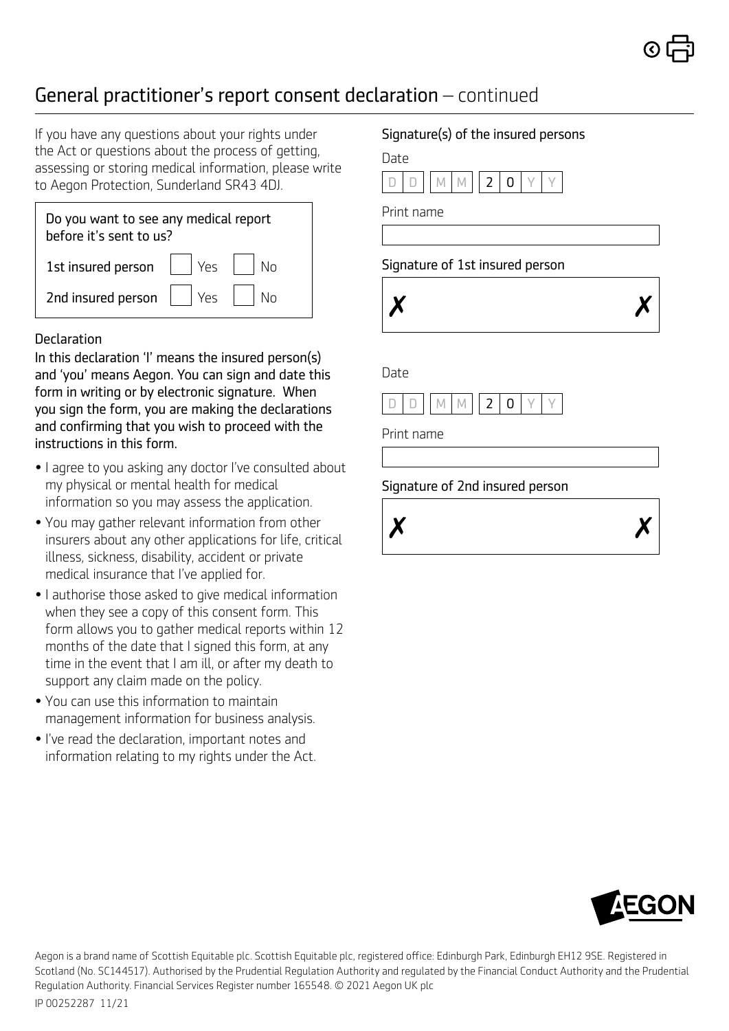## General practitioner's report consent declaration – continued

If you have any questions about your rights under the Act or questions about the process of getting, assessing or storing medical information, please write to Aegon Protection, Sunderland SR43 4DJ.

| Do you want to see any medical report before it's sent to us? | | |
|---|---|---|
| 1st insured person | ☐ Yes | ☐ No |
| 2nd insured person | ☐ Yes | ☐ No |

Declaration

In this declaration 'I' means the insured person(s) and 'you' means Aegon. You can sign and date this form in writing or by electronic signature. When you sign the form, you are making the declarations and confirming that you wish to proceed with the instructions in this form.

- I agree to you asking any doctor I've consulted about my physical or mental health for medical information so you may assess the application.
- You may gather relevant information from other insurers about any other applications for life, critical illness, sickness, disability, accident or private medical insurance that I've applied for.
- I authorise those asked to give medical information when they see a copy of this consent form. This form allows you to gather medical reports within 12 months of the date that I signed this form, at any time in the event that I am ill, or after my death to support any claim made on the policy.
- You can use this information to maintain management information for business analysis.
- I've read the declaration, important notes and information relating to my rights under the Act.

Signature(s) of the insured persons

Date

D D | M M | 2 0 Y Y

Print name

Signature of 1st insured person

✗ ✗

Date

D D | M M | 2 0 Y Y

Print name

Signature of 2nd insured person

✗ ✗

AEGON

Aegon is a brand name of Scottish Equitable plc. Scottish Equitable plc, registered office: Edinburgh Park, Edinburgh EH12 9SE. Registered in Scotland (No. SC144517). Authorised by the Prudential Regulation Authority and regulated by the Financial Conduct Authority and the Prudential Regulation Authority. Financial Services Register number 165548. © 2021 Aegon UK plc

IP 00252287 11/21